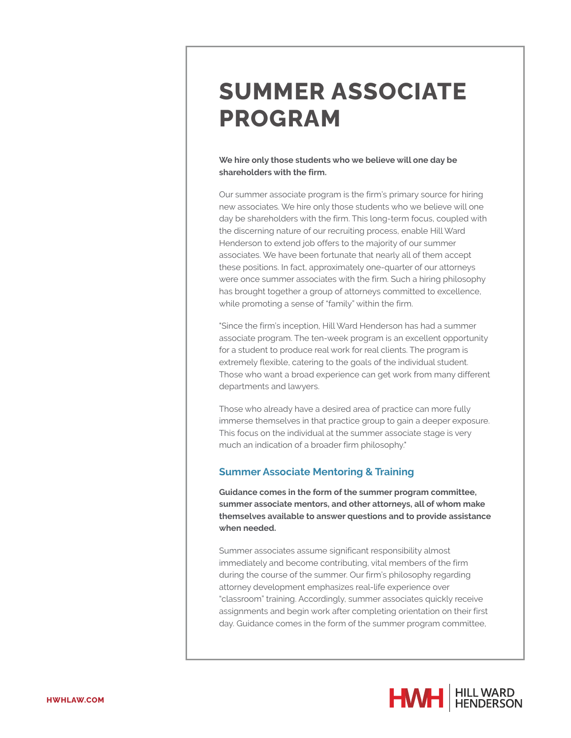# SUMMER ASSOCIATE PROGRAM

**We hire only those students who we believe will one day be shareholders with the firm.**

Our summer associate program is the firm's primary source for hiring new associates. We hire only those students who we believe will one day be shareholders with the firm. This long-term focus, coupled with the discerning nature of our recruiting process, enable Hill Ward Henderson to extend job offers to the majority of our summer associates. We have been fortunate that nearly all of them accept these positions. In fact, approximately one-quarter of our attorneys were once summer associates with the firm. Such a hiring philosophy has brought together a group of attorneys committed to excellence, while promoting a sense of "family" within the firm.

"Since the firm's inception, Hill Ward Henderson has had a summer associate program. The ten-week program is an excellent opportunity for a student to produce real work for real clients. The program is extremely flexible, catering to the goals of the individual student. Those who want a broad experience can get work from many different departments and lawyers.

Those who already have a desired area of practice can more fully immerse themselves in that practice group to gain a deeper exposure. This focus on the individual at the summer associate stage is very much an indication of a broader firm philosophy."

## Summer Associate Mentoring & Training

**Guidance comes in the form of the summer program committee, summer associate mentors, and other attorneys, all of whom make themselves available to answer questions and to provide assistance when needed.**

Summer associates assume significant responsibility almost immediately and become contributing, vital members of the firm during the course of the summer. Our firm's philosophy regarding attorney development emphasizes real-life experience over "classroom" training. Accordingly, summer associates quickly receive assignments and begin work after completing orientation on their first day. Guidance comes in the form of the summer program committee,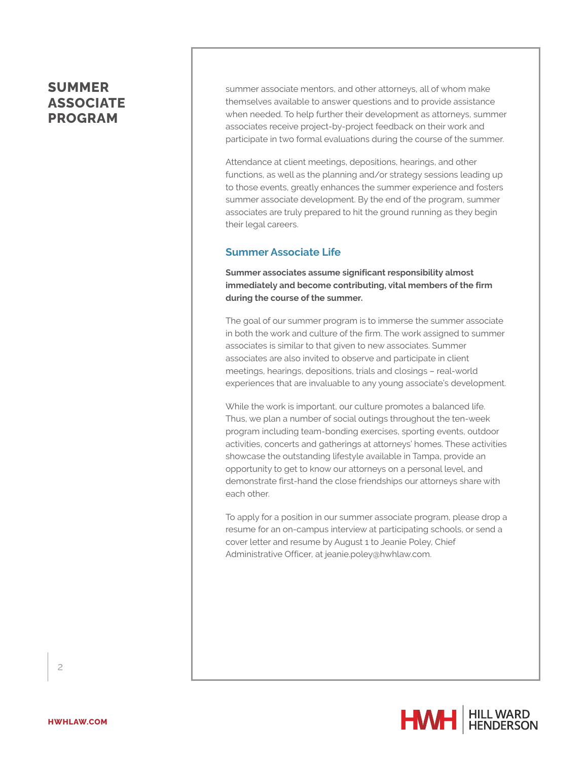# SUMMER ASSOCIATE PROGRAM

summer associate mentors, and other attorneys, all of whom make themselves available to answer questions and to provide assistance when needed. To help further their development as attorneys, summer associates receive project-by-project feedback on their work and participate in two formal evaluations during the course of the summer.

Attendance at client meetings, depositions, hearings, and other functions, as well as the planning and/or strategy sessions leading up to those events, greatly enhances the summer experience and fosters summer associate development. By the end of the program, summer associates are truly prepared to hit the ground running as they begin their legal careers.

## Summer Associate Life

**Summer associates assume significant responsibility almost immediately and become contributing, vital members of the firm during the course of the summer.**

The goal of our summer program is to immerse the summer associate in both the work and culture of the firm. The work assigned to summer associates is similar to that given to new associates. Summer associates are also invited to observe and participate in client meetings, hearings, depositions, trials and closings – real-world experiences that are invaluable to any young associate's development.

While the work is important, our culture promotes a balanced life. Thus, we plan a number of social outings throughout the ten-week program including team-bonding exercises, sporting events, outdoor activities, concerts and gatherings at attorneys' homes. These activities showcase the outstanding lifestyle available in Tampa, provide an opportunity to get to know our attorneys on a personal level, and demonstrate first-hand the close friendships our attorneys share with each other.

To apply for a position in our summer associate program, please drop a resume for an on-campus interview at participating schools, or send a cover letter and resume by August 1 to Jeanie Poley, Chief Administrative Officer, at jeanie.poley@hwhlaw.com.